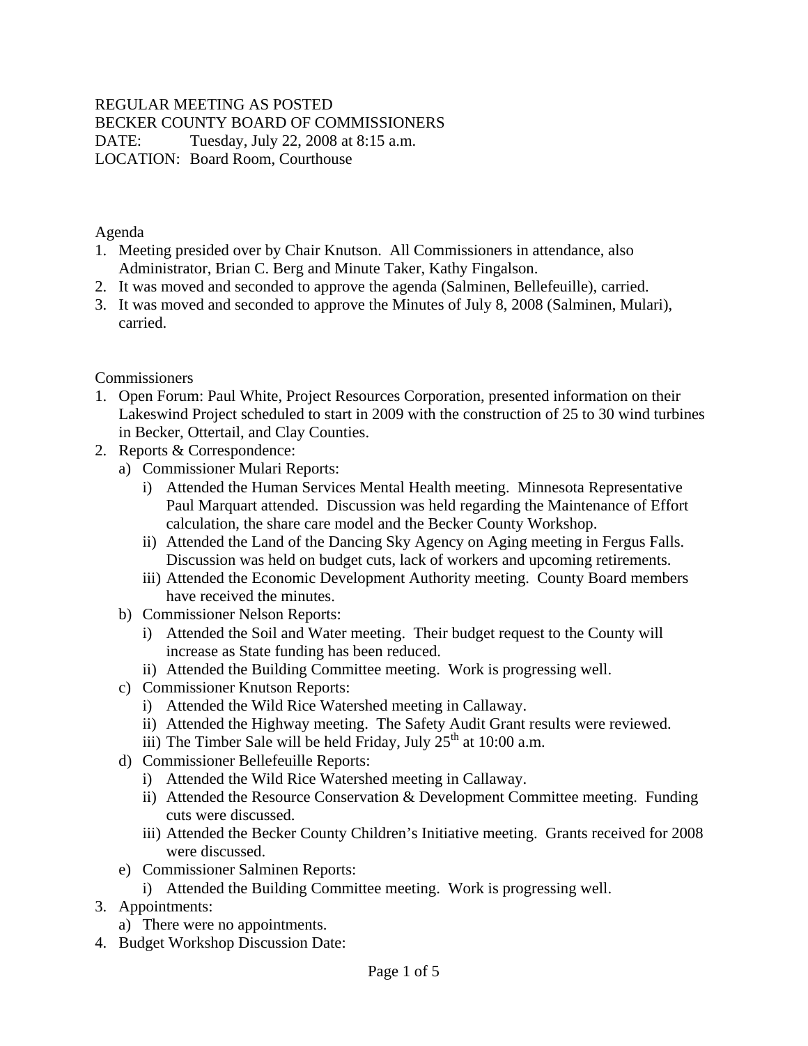REGULAR MEETING AS POSTED
BECKER COUNTY BOARD OF COMMISSIONERS
DATE: Tuesday, July 22, 2008 at 8:15 a.m.
LOCATION: Board Room, Courthouse

Agenda

1. Meeting presided over by Chair Knutson. All Commissioners in attendance, also Administrator, Brian C. Berg and Minute Taker, Kathy Fingalson.
2. It was moved and seconded to approve the agenda (Salminen, Bellefeuille), carried.
3. It was moved and seconded to approve the Minutes of July 8, 2008 (Salminen, Mulari), carried.

Commissioners

1. Open Forum: Paul White, Project Resources Corporation, presented information on their Lakeswind Project scheduled to start in 2009 with the construction of 25 to 30 wind turbines in Becker, Ottertail, and Clay Counties.
2. Reports & Correspondence:
   a) Commissioner Mulari Reports:
      i) Attended the Human Services Mental Health meeting. Minnesota Representative Paul Marquart attended. Discussion was held regarding the Maintenance of Effort calculation, the share care model and the Becker County Workshop.
      ii) Attended the Land of the Dancing Sky Agency on Aging meeting in Fergus Falls. Discussion was held on budget cuts, lack of workers and upcoming retirements.
      iii) Attended the Economic Development Authority meeting. County Board members have received the minutes.
   b) Commissioner Nelson Reports:
      i) Attended the Soil and Water meeting. Their budget request to the County will increase as State funding has been reduced.
      ii) Attended the Building Committee meeting. Work is progressing well.
   c) Commissioner Knutson Reports:
      i) Attended the Wild Rice Watershed meeting in Callaway.
      ii) Attended the Highway meeting. The Safety Audit Grant results were reviewed.
      iii) The Timber Sale will be held Friday, July 25th at 10:00 a.m.
   d) Commissioner Bellefeuille Reports:
      i) Attended the Wild Rice Watershed meeting in Callaway.
      ii) Attended the Resource Conservation & Development Committee meeting. Funding cuts were discussed.
      iii) Attended the Becker County Children's Initiative meeting. Grants received for 2008 were discussed.
   e) Commissioner Salminen Reports:
      i) Attended the Building Committee meeting. Work is progressing well.
3. Appointments:
   a) There were no appointments.
4. Budget Workshop Discussion Date: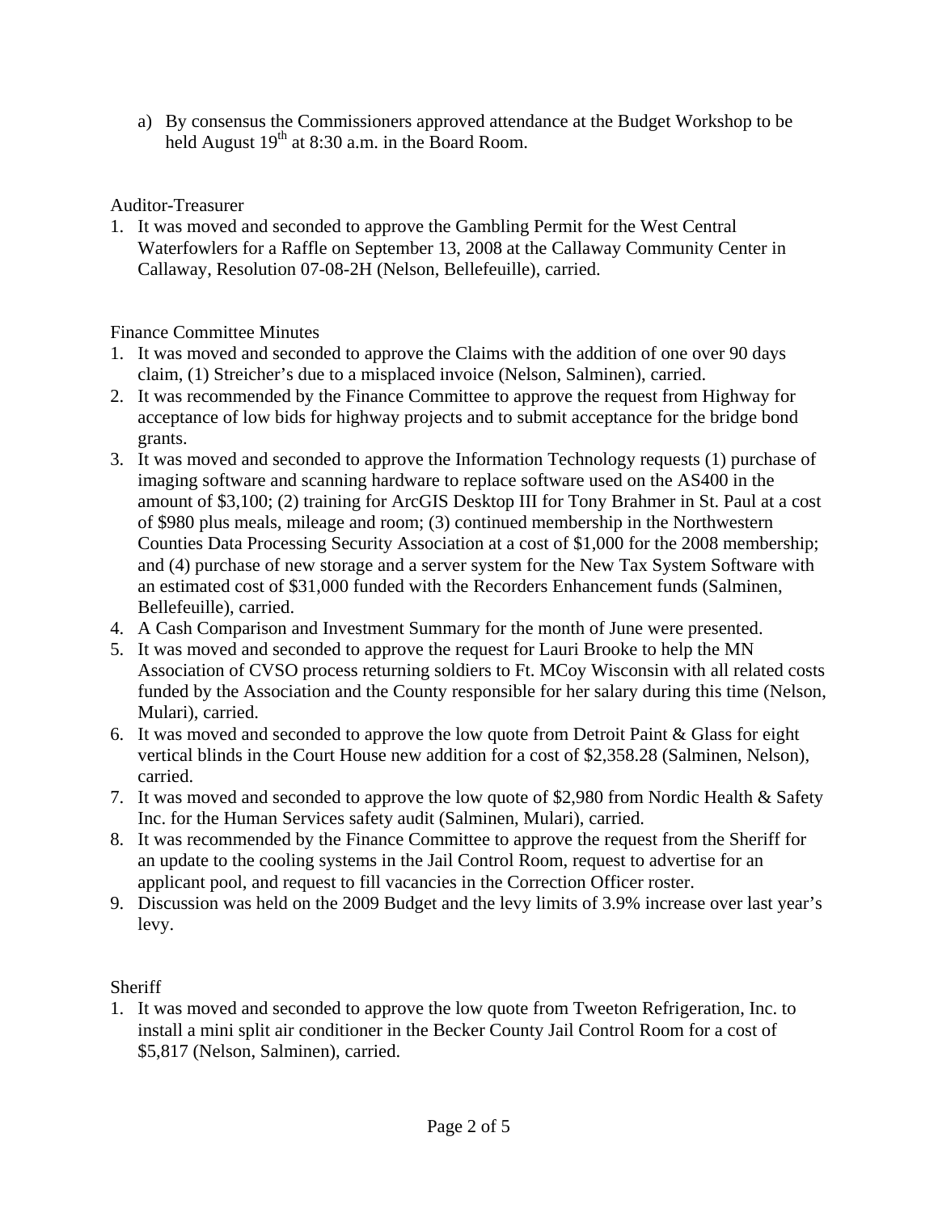a) By consensus the Commissioners approved attendance at the Budget Workshop to be held August 19th at 8:30 a.m. in the Board Room.

Auditor-Treasurer

1. It was moved and seconded to approve the Gambling Permit for the West Central Waterfowlers for a Raffle on September 13, 2008 at the Callaway Community Center in Callaway, Resolution 07-08-2H (Nelson, Bellefeuille), carried.

Finance Committee Minutes

1. It was moved and seconded to approve the Claims with the addition of one over 90 days claim, (1) Streicher's due to a misplaced invoice (Nelson, Salminen), carried.
2. It was recommended by the Finance Committee to approve the request from Highway for acceptance of low bids for highway projects and to submit acceptance for the bridge bond grants.
3. It was moved and seconded to approve the Information Technology requests (1) purchase of imaging software and scanning hardware to replace software used on the AS400 in the amount of $3,100; (2) training for ArcGIS Desktop III for Tony Brahmer in St. Paul at a cost of $980 plus meals, mileage and room; (3) continued membership in the Northwestern Counties Data Processing Security Association at a cost of $1,000 for the 2008 membership; and (4) purchase of new storage and a server system for the New Tax System Software with an estimated cost of $31,000 funded with the Recorders Enhancement funds (Salminen, Bellefeuille), carried.
4. A Cash Comparison and Investment Summary for the month of June were presented.
5. It was moved and seconded to approve the request for Lauri Brooke to help the MN Association of CVSO process returning soldiers to Ft. MCoy Wisconsin with all related costs funded by the Association and the County responsible for her salary during this time (Nelson, Mulari), carried.
6. It was moved and seconded to approve the low quote from Detroit Paint & Glass for eight vertical blinds in the Court House new addition for a cost of $2,358.28 (Salminen, Nelson), carried.
7. It was moved and seconded to approve the low quote of $2,980 from Nordic Health & Safety Inc. for the Human Services safety audit (Salminen, Mulari), carried.
8. It was recommended by the Finance Committee to approve the request from the Sheriff for an update to the cooling systems in the Jail Control Room, request to advertise for an applicant pool, and request to fill vacancies in the Correction Officer roster.
9. Discussion was held on the 2009 Budget and the levy limits of 3.9% increase over last year's levy.

Sheriff

1. It was moved and seconded to approve the low quote from Tweeton Refrigeration, Inc. to install a mini split air conditioner in the Becker County Jail Control Room for a cost of $5,817 (Nelson, Salminen), carried.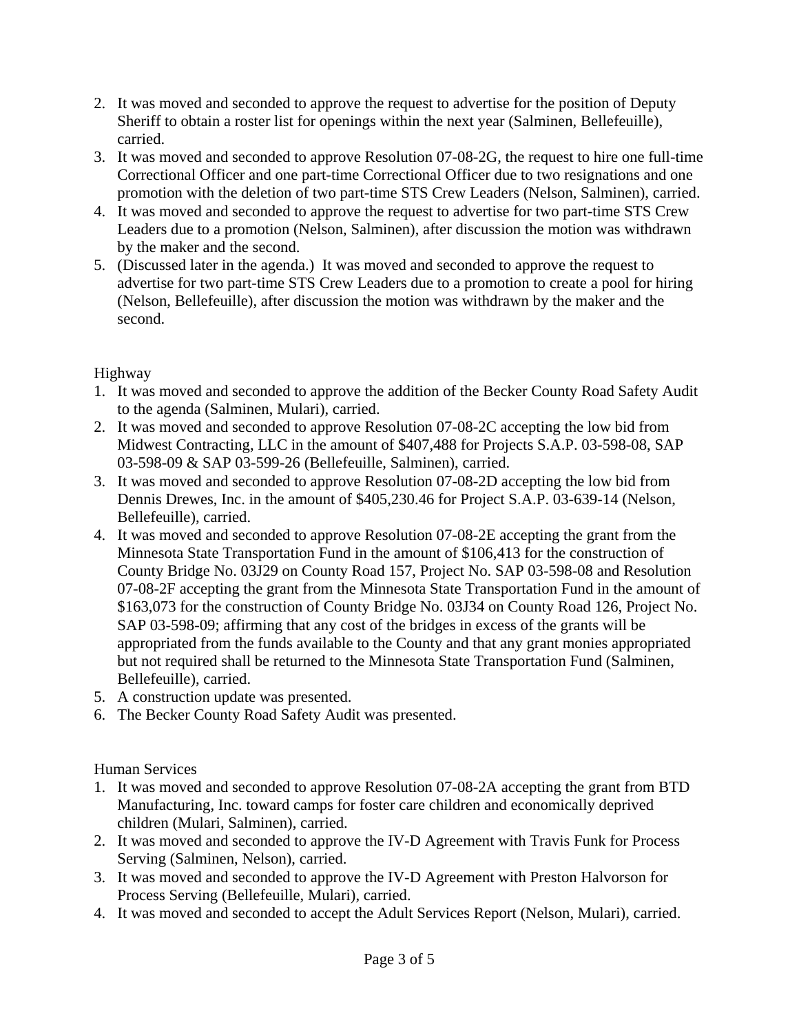2. It was moved and seconded to approve the request to advertise for the position of Deputy Sheriff to obtain a roster list for openings within the next year (Salminen, Bellefeuille), carried.
3. It was moved and seconded to approve Resolution 07-08-2G, the request to hire one full-time Correctional Officer and one part-time Correctional Officer due to two resignations and one promotion with the deletion of two part-time STS Crew Leaders (Nelson, Salminen), carried.
4. It was moved and seconded to approve the request to advertise for two part-time STS Crew Leaders due to a promotion (Nelson, Salminen), after discussion the motion was withdrawn by the maker and the second.
5. (Discussed later in the agenda.) It was moved and seconded to approve the request to advertise for two part-time STS Crew Leaders due to a promotion to create a pool for hiring (Nelson, Bellefeuille), after discussion the motion was withdrawn by the maker and the second.

Highway

1. It was moved and seconded to approve the addition of the Becker County Road Safety Audit to the agenda (Salminen, Mulari), carried.
2. It was moved and seconded to approve Resolution 07-08-2C accepting the low bid from Midwest Contracting, LLC in the amount of $407,488 for Projects S.A.P. 03-598-08, SAP 03-598-09 & SAP 03-599-26 (Bellefeuille, Salminen), carried.
3. It was moved and seconded to approve Resolution 07-08-2D accepting the low bid from Dennis Drewes, Inc. in the amount of $405,230.46 for Project S.A.P. 03-639-14 (Nelson, Bellefeuille), carried.
4. It was moved and seconded to approve Resolution 07-08-2E accepting the grant from the Minnesota State Transportation Fund in the amount of $106,413 for the construction of County Bridge No. 03J29 on County Road 157, Project No. SAP 03-598-08 and Resolution 07-08-2F accepting the grant from the Minnesota State Transportation Fund in the amount of $163,073 for the construction of County Bridge No. 03J34 on County Road 126, Project No. SAP 03-598-09; affirming that any cost of the bridges in excess of the grants will be appropriated from the funds available to the County and that any grant monies appropriated but not required shall be returned to the Minnesota State Transportation Fund (Salminen, Bellefeuille), carried.
5. A construction update was presented.
6. The Becker County Road Safety Audit was presented.

Human Services

1. It was moved and seconded to approve Resolution 07-08-2A accepting the grant from BTD Manufacturing, Inc. toward camps for foster care children and economically deprived children (Mulari, Salminen), carried.
2. It was moved and seconded to approve the IV-D Agreement with Travis Funk for Process Serving (Salminen, Nelson), carried.
3. It was moved and seconded to approve the IV-D Agreement with Preston Halvorson for Process Serving (Bellefeuille, Mulari), carried.
4. It was moved and seconded to accept the Adult Services Report (Nelson, Mulari), carried.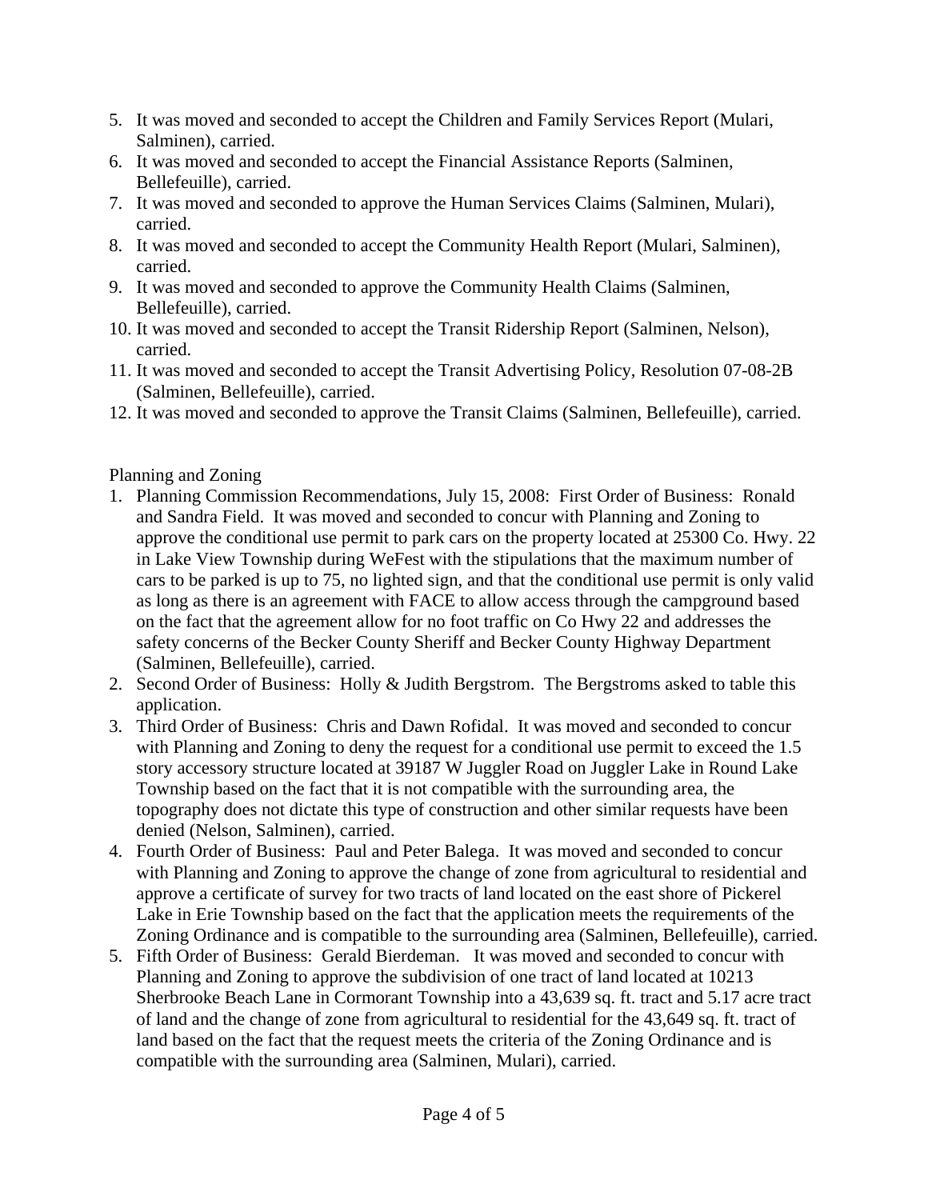5. It was moved and seconded to accept the Children and Family Services Report (Mulari, Salminen), carried.
6. It was moved and seconded to accept the Financial Assistance Reports (Salminen, Bellefeuille), carried.
7. It was moved and seconded to approve the Human Services Claims (Salminen, Mulari), carried.
8. It was moved and seconded to accept the Community Health Report (Mulari, Salminen), carried.
9. It was moved and seconded to approve the Community Health Claims (Salminen, Bellefeuille), carried.
10. It was moved and seconded to accept the Transit Ridership Report (Salminen, Nelson), carried.
11. It was moved and seconded to accept the Transit Advertising Policy, Resolution 07-08-2B (Salminen, Bellefeuille), carried.
12. It was moved and seconded to approve the Transit Claims (Salminen, Bellefeuille), carried.

Planning and Zoning

1. Planning Commission Recommendations, July 15, 2008: First Order of Business: Ronald and Sandra Field. It was moved and seconded to concur with Planning and Zoning to approve the conditional use permit to park cars on the property located at 25300 Co. Hwy. 22 in Lake View Township during WeFest with the stipulations that the maximum number of cars to be parked is up to 75, no lighted sign, and that the conditional use permit is only valid as long as there is an agreement with FACE to allow access through the campground based on the fact that the agreement allow for no foot traffic on Co Hwy 22 and addresses the safety concerns of the Becker County Sheriff and Becker County Highway Department (Salminen, Bellefeuille), carried.
2. Second Order of Business: Holly & Judith Bergstrom. The Bergstroms asked to table this application.
3. Third Order of Business: Chris and Dawn Rofidal. It was moved and seconded to concur with Planning and Zoning to deny the request for a conditional use permit to exceed the 1.5 story accessory structure located at 39187 W Juggler Road on Juggler Lake in Round Lake Township based on the fact that it is not compatible with the surrounding area, the topography does not dictate this type of construction and other similar requests have been denied (Nelson, Salminen), carried.
4. Fourth Order of Business: Paul and Peter Balega. It was moved and seconded to concur with Planning and Zoning to approve the change of zone from agricultural to residential and approve a certificate of survey for two tracts of land located on the east shore of Pickerel Lake in Erie Township based on the fact that the application meets the requirements of the Zoning Ordinance and is compatible to the surrounding area (Salminen, Bellefeuille), carried.
5. Fifth Order of Business: Gerald Bierdeman. It was moved and seconded to concur with Planning and Zoning to approve the subdivision of one tract of land located at 10213 Sherbrooke Beach Lane in Cormorant Township into a 43,639 sq. ft. tract and 5.17 acre tract of land and the change of zone from agricultural to residential for the 43,649 sq. ft. tract of land based on the fact that the request meets the criteria of the Zoning Ordinance and is compatible with the surrounding area (Salminen, Mulari), carried.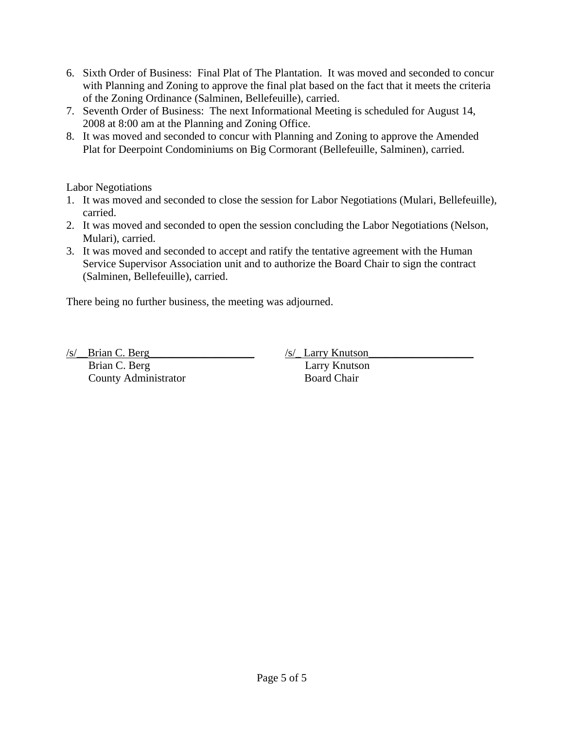6. Sixth Order of Business: Final Plat of The Plantation. It was moved and seconded to concur with Planning and Zoning to approve the final plat based on the fact that it meets the criteria of the Zoning Ordinance (Salminen, Bellefeuille), carried.
7. Seventh Order of Business: The next Informational Meeting is scheduled for August 14, 2008 at 8:00 am at the Planning and Zoning Office.
8. It was moved and seconded to concur with Planning and Zoning to approve the Amended Plat for Deerpoint Condominiums on Big Cormorant (Bellefeuille, Salminen), carried.

Labor Negotiations

1. It was moved and seconded to close the session for Labor Negotiations (Mulari, Bellefeuille), carried.
2. It was moved and seconded to open the session concluding the Labor Negotiations (Nelson, Mulari), carried.
3. It was moved and seconded to accept and ratify the tentative agreement with the Human Service Supervisor Association unit and to authorize the Board Chair to sign the contract (Salminen, Bellefeuille), carried.

There being no further business, the meeting was adjourned.

/s/__Brian C. Berg___________________
Brian C. Berg
County Administrator

/s/_ Larry Knutson___________________
Larry Knutson
Board Chair